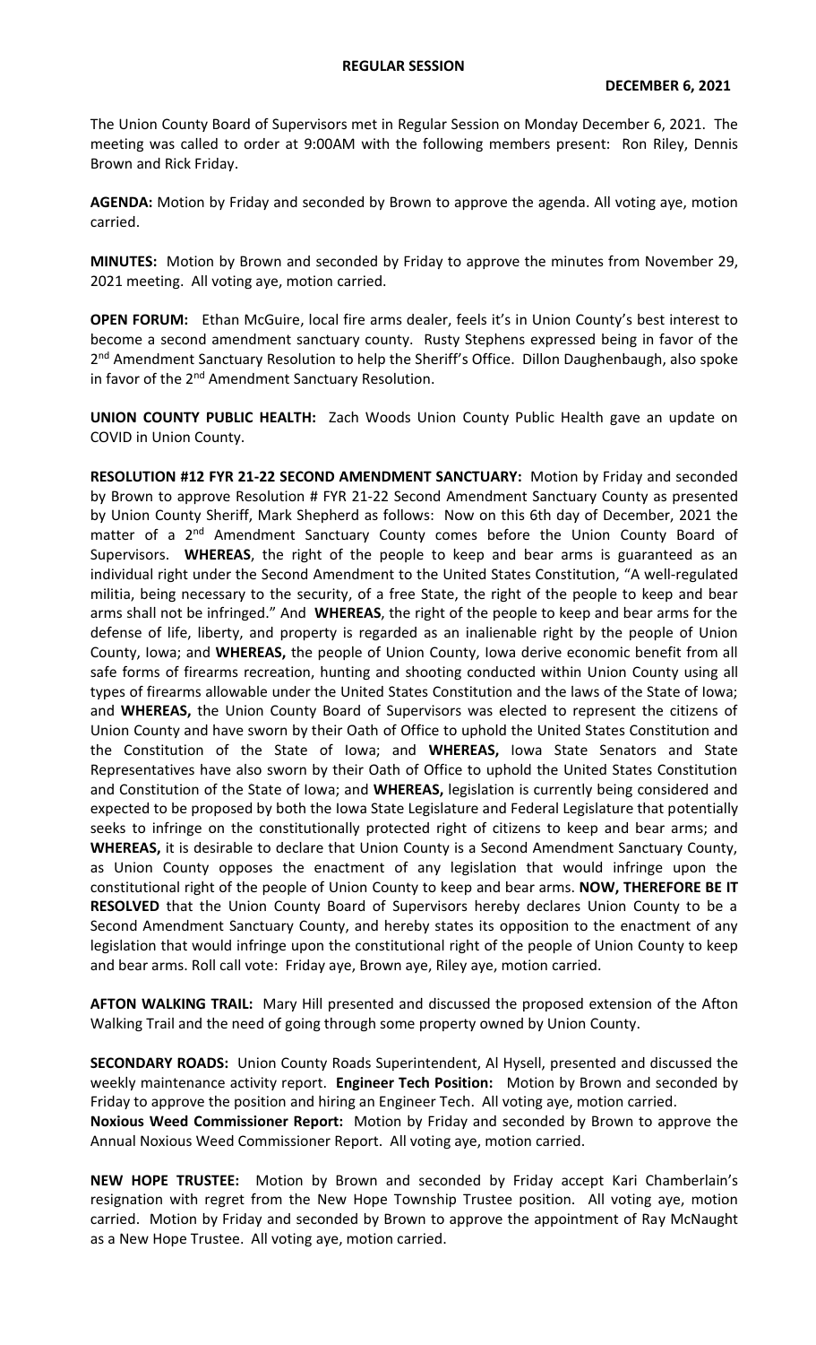**REGULAR SESSION**

**DECEMBER 6, 2021**

The Union County Board of Supervisors met in Regular Session on Monday December 6, 2021. The meeting was called to order at 9:00AM with the following members present: Ron Riley, Dennis Brown and Rick Friday.

**AGENDA:** Motion by Friday and seconded by Brown to approve the agenda. All voting aye, motion carried.

**MINUTES:** Motion by Brown and seconded by Friday to approve the minutes from November 29, 2021 meeting. All voting aye, motion carried.

**OPEN FORUM:** Ethan McGuire, local fire arms dealer, feels it's in Union County's best interest to become a second amendment sanctuary county. Rusty Stephens expressed being in favor of the 2nd Amendment Sanctuary Resolution to help the Sheriff's Office. Dillon Daughenbaugh, also spoke in favor of the 2nd Amendment Sanctuary Resolution.

**UNION COUNTY PUBLIC HEALTH:** Zach Woods Union County Public Health gave an update on COVID in Union County.

**RESOLUTION #12 FYR 21-22 SECOND AMENDMENT SANCTUARY:** Motion by Friday and seconded by Brown to approve Resolution # FYR 21-22 Second Amendment Sanctuary County as presented by Union County Sheriff, Mark Shepherd as follows: Now on this 6th day of December, 2021 the matter of a 2nd Amendment Sanctuary County comes before the Union County Board of Supervisors. **WHEREAS**, the right of the people to keep and bear arms is guaranteed as an individual right under the Second Amendment to the United States Constitution, "A well-regulated militia, being necessary to the security, of a free State, the right of the people to keep and bear arms shall not be infringed." And **WHEREAS**, the right of the people to keep and bear arms for the defense of life, liberty, and property is regarded as an inalienable right by the people of Union County, Iowa; and **WHEREAS,** the people of Union County, Iowa derive economic benefit from all safe forms of firearms recreation, hunting and shooting conducted within Union County using all types of firearms allowable under the United States Constitution and the laws of the State of Iowa; and **WHEREAS,** the Union County Board of Supervisors was elected to represent the citizens of Union County and have sworn by their Oath of Office to uphold the United States Constitution and the Constitution of the State of Iowa; and **WHEREAS,** Iowa State Senators and State Representatives have also sworn by their Oath of Office to uphold the United States Constitution and Constitution of the State of Iowa; and **WHEREAS,** legislation is currently being considered and expected to be proposed by both the Iowa State Legislature and Federal Legislature that potentially seeks to infringe on the constitutionally protected right of citizens to keep and bear arms; and **WHEREAS,** it is desirable to declare that Union County is a Second Amendment Sanctuary County, as Union County opposes the enactment of any legislation that would infringe upon the constitutional right of the people of Union County to keep and bear arms. **NOW, THEREFORE BE IT RESOLVED** that the Union County Board of Supervisors hereby declares Union County to be a Second Amendment Sanctuary County, and hereby states its opposition to the enactment of any legislation that would infringe upon the constitutional right of the people of Union County to keep and bear arms. Roll call vote: Friday aye, Brown aye, Riley aye, motion carried.

**AFTON WALKING TRAIL:** Mary Hill presented and discussed the proposed extension of the Afton Walking Trail and the need of going through some property owned by Union County.

**SECONDARY ROADS:** Union County Roads Superintendent, Al Hysell, presented and discussed the weekly maintenance activity report. **Engineer Tech Position:** Motion by Brown and seconded by Friday to approve the position and hiring an Engineer Tech. All voting aye, motion carried.
**Noxious Weed Commissioner Report:** Motion by Friday and seconded by Brown to approve the Annual Noxious Weed Commissioner Report. All voting aye, motion carried.

**NEW HOPE TRUSTEE:** Motion by Brown and seconded by Friday accept Kari Chamberlain's resignation with regret from the New Hope Township Trustee position. All voting aye, motion carried. Motion by Friday and seconded by Brown to approve the appointment of Ray McNaught as a New Hope Trustee. All voting aye, motion carried.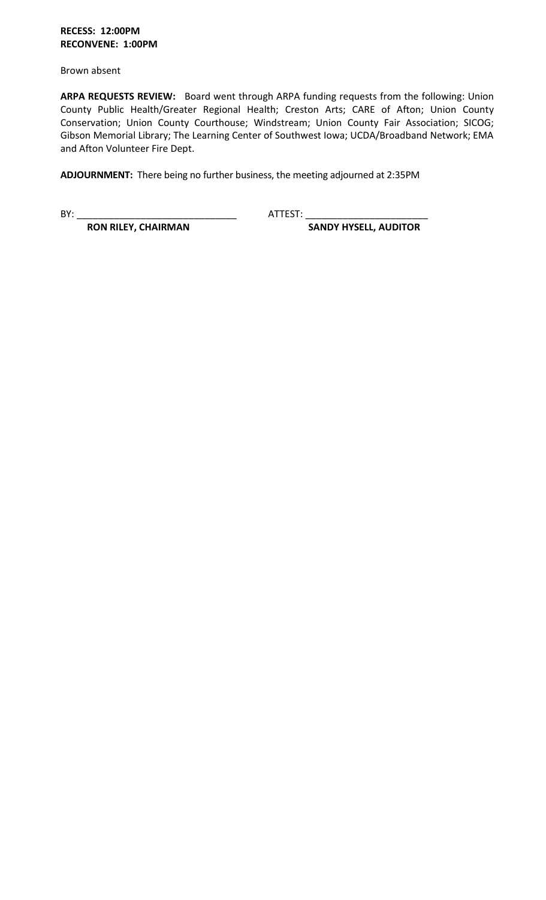**RECESS: 12:00PM**
**RECONVENE: 1:00PM**

Brown absent

**ARPA REQUESTS REVIEW:** Board went through ARPA funding requests from the following: Union County Public Health/Greater Regional Health; Creston Arts; CARE of Afton; Union County Conservation; Union County Courthouse; Windstream; Union County Fair Association; SICOG; Gibson Memorial Library; The Learning Center of Southwest Iowa; UCDA/Broadband Network; EMA and Afton Volunteer Fire Dept.

**ADJOURNMENT:** There being no further business, the meeting adjourned at 2:35PM

BY: ______________________________ ATTEST: ______________________

**RON RILEY, CHAIRMAN** **SANDY HYSELL, AUDITOR**